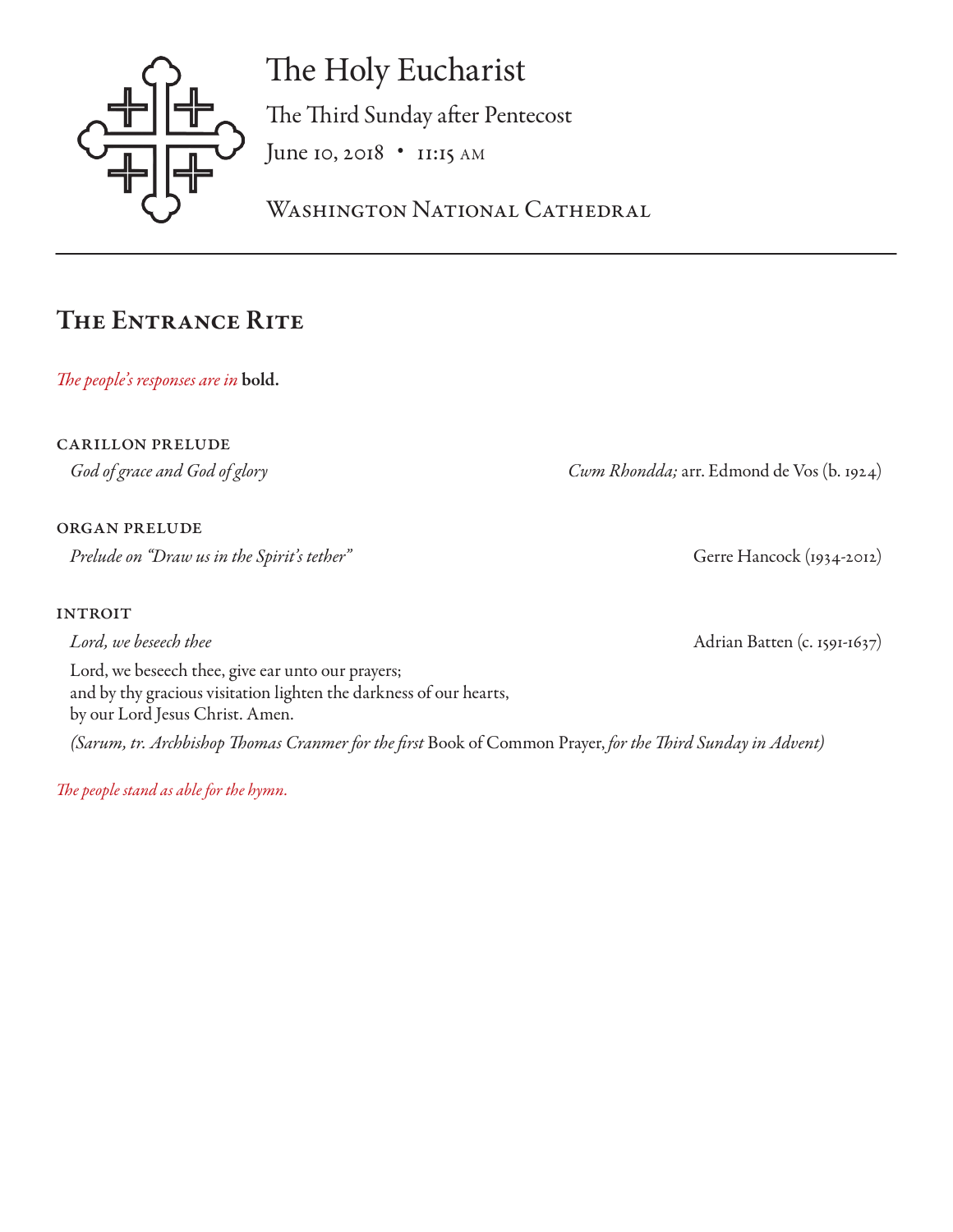# The Holy Eucharist

The Third Sunday after Pentecost

June 10, 2018 • 11:15 AM

Washington National Cathedral

## The Entrance Rite

*The people's responses are in* **bold.**

CARILLON PRELUDE

*God of grace and God of glory* — *Cwm Rhondda;* arr. Edmond de Vos (b. 1924)

ORGAN PRELUDE

*Prelude on "Draw us in the Spirit's tether"* — Gerre Hancock (1934-2012)

INTROIT

*Lord, we beseech thee* — Adrian Batten (c. 1591-1637)

Lord, we beseech thee, give ear unto our prayers;
and by thy gracious visitation lighten the darkness of our hearts,
by our Lord Jesus Christ. Amen.

*(Sarum, tr. Archbishop Thomas Cranmer for the first* Book of Common Prayer, *for the Third Sunday in Advent)*

*The people stand as able for the hymn.*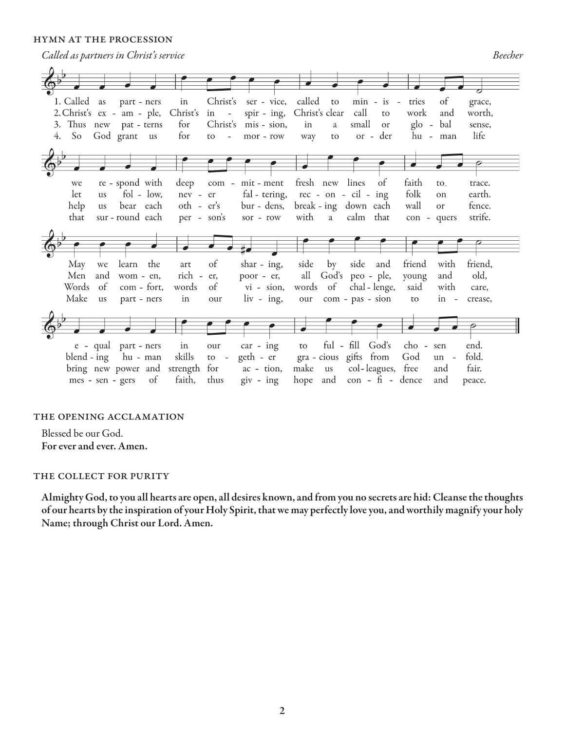## HYMN AT THE PROCESSION

*Called as partners in Christ's service* — *Beecher*

1. Called as partners in Christ's service, called to ministries of grace, we respond with deep commitment fresh new lines of faith to trace. May we learn the art of sharing, side by side and friend with friend, equal partners in our caring to fulfill God's chosen end.

2. Christ's example, Christ's inspiring, Christ's clear call to work and worth, let us follow, never faltering, reconciling folk on earth. Men and women, richer, poorer, all God's people, young and old, blending human skills together gracious gifts from God unfold.

3. Thus new patterns for Christ's mission, in a small or global sense, help us bear each other's burdens, breaking down each wall or fence. Words of comfort, words of vision, words of challenge, said with care, bring new power and strength for action, make us colleagues, free and fair.

4. So God grant us for tomorrow ways to order human life that surround each person's sorrow with a calm that conquers strife. Make us partners in our living, our compassion to increase, messengers of faith, thus giving hope and confidence and peace.

## THE OPENING ACCLAMATION

Blessed be our God.
**For ever and ever. Amen.**

## THE COLLECT FOR PURITY

**Almighty God, to you all hearts are open, all desires known, and from you no secrets are hid: Cleanse the thoughts of our hearts by the inspiration of your Holy Spirit, that we may perfectly love you, and worthily magnify your holy Name; through Christ our Lord. Amen.**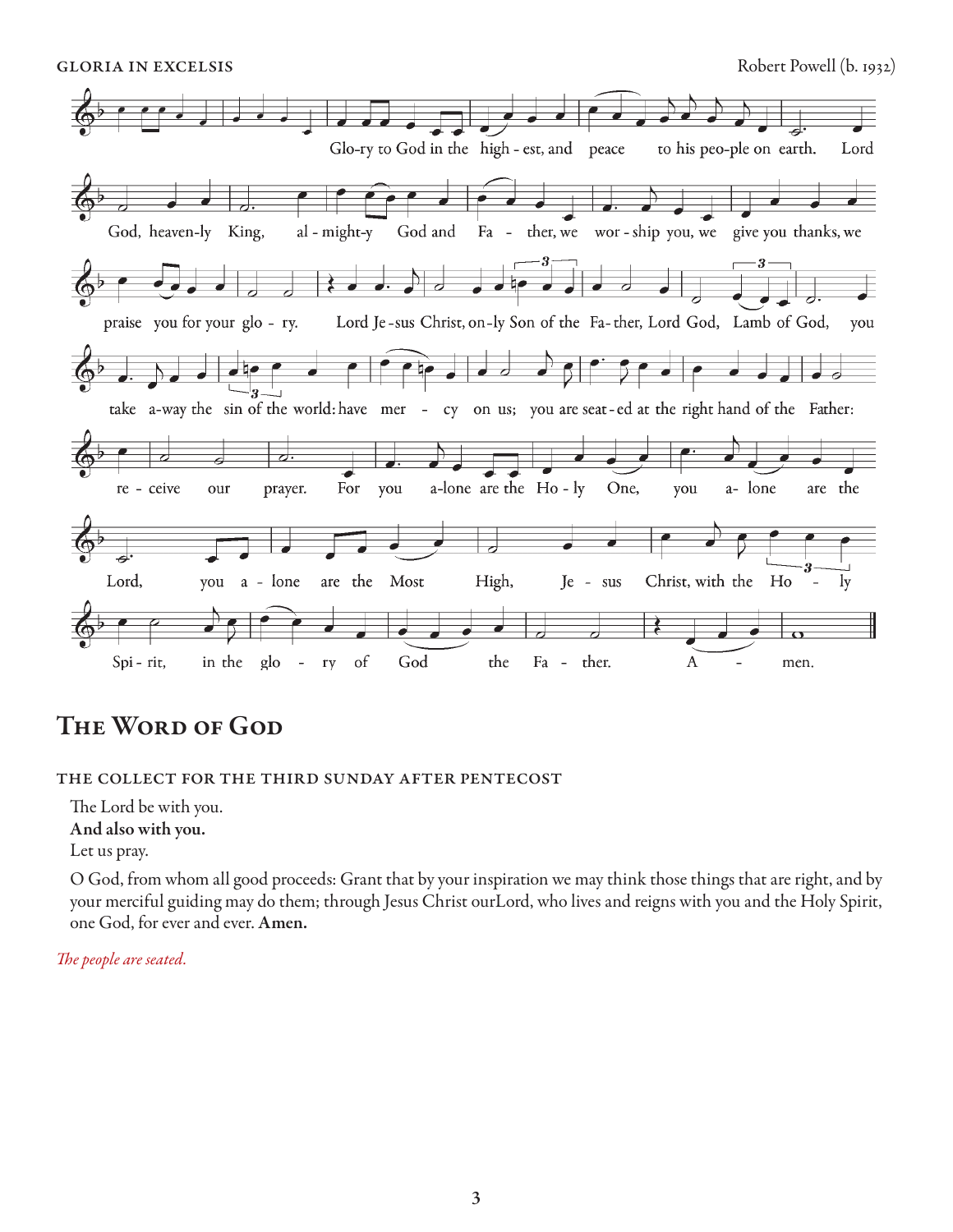GLORIA IN EXCELSIS

Robert Powell (b. 1932)

Glo-ry to God in the high - est, and peace to his peo-ple on earth. Lord God, heaven-ly King, al - might-y God and Fa - ther, we wor - ship you, we give you thanks, we praise you for your glo - ry. Lord Je - sus Christ, on-ly Son of the Fa- ther, Lord God, Lamb of God, you take a-way the sin of the world: have mer - cy on us; you are seat - ed at the right hand of the Father: re - ceive our prayer. For you a-lone are the Ho - ly One, you a- lone are the Lord, you a - lone are the Most High, Je - sus Christ, with the Ho - ly Spi - rit, in the glo - ry of God the Fa - ther. A - men.

# The Word of God

## THE COLLECT FOR THE THIRD SUNDAY AFTER PENTECOST

The Lord be with you.
**And also with you.**
Let us pray.

O God, from whom all good proceeds: Grant that by your inspiration we may think those things that are right, and by your merciful guiding may do them; through Jesus Christ ourLord, who lives and reigns with you and the Holy Spirit, one God, for ever and ever. **Amen.**

*The people are seated.*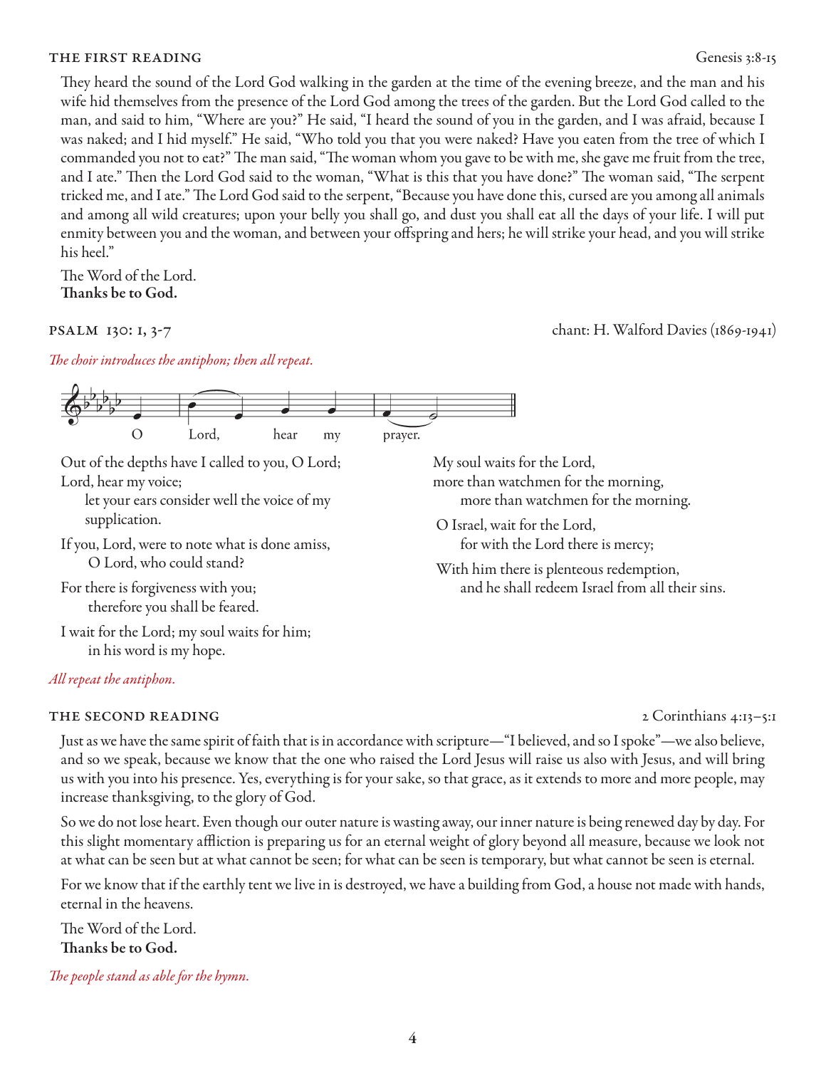## THE FIRST READING

Genesis 3:8-15

They heard the sound of the Lord God walking in the garden at the time of the evening breeze, and the man and his wife hid themselves from the presence of the Lord God among the trees of the garden. But the Lord God called to the man, and said to him, "Where are you?" He said, "I heard the sound of you in the garden, and I was afraid, because I was naked; and I hid myself." He said, "Who told you that you were naked? Have you eaten from the tree of which I commanded you not to eat?" The man said, "The woman whom you gave to be with me, she gave me fruit from the tree, and I ate." Then the Lord God said to the woman, "What is this that you have done?" The woman said, "The serpent tricked me, and I ate." The Lord God said to the serpent, "Because you have done this, cursed are you among all animals and among all wild creatures; upon your belly you shall go, and dust you shall eat all the days of your life. I will put enmity between you and the woman, and between your offspring and hers; he will strike your head, and you will strike his heel."

The Word of the Lord.
**Thanks be to God.**

## PSALM 130: 1, 3-7

chant: H. Walford Davies (1869-1941)

*The choir introduces the antiphon; then all repeat.*

O Lord, hear my prayer.

Out of the depths have I called to you, O Lord;
Lord, hear my voice;
let your ears consider well the voice of my supplication.

If you, Lord, were to note what is done amiss,
O Lord, who could stand?

For there is forgiveness with you;
therefore you shall be feared.

I wait for the Lord; my soul waits for him;
in his word is my hope.

My soul waits for the Lord,
more than watchmen for the morning,
more than watchmen for the morning.

O Israel, wait for the Lord,
for with the Lord there is mercy;

With him there is plenteous redemption,
and he shall redeem Israel from all their sins.

*All repeat the antiphon.*

## THE SECOND READING

2 Corinthians 4:13–5:1

Just as we have the same spirit of faith that is in accordance with scripture—"I believed, and so I spoke"—we also believe, and so we speak, because we know that the one who raised the Lord Jesus will raise us also with Jesus, and will bring us with you into his presence. Yes, everything is for your sake, so that grace, as it extends to more and more people, may increase thanksgiving, to the glory of God.

So we do not lose heart. Even though our outer nature is wasting away, our inner nature is being renewed day by day. For this slight momentary affliction is preparing us for an eternal weight of glory beyond all measure, because we look not at what can be seen but at what cannot be seen; for what can be seen is temporary, but what cannot be seen is eternal.

For we know that if the earthly tent we live in is destroyed, we have a building from God, a house not made with hands, eternal in the heavens.

The Word of the Lord.
**Thanks be to God.**

*The people stand as able for the hymn.*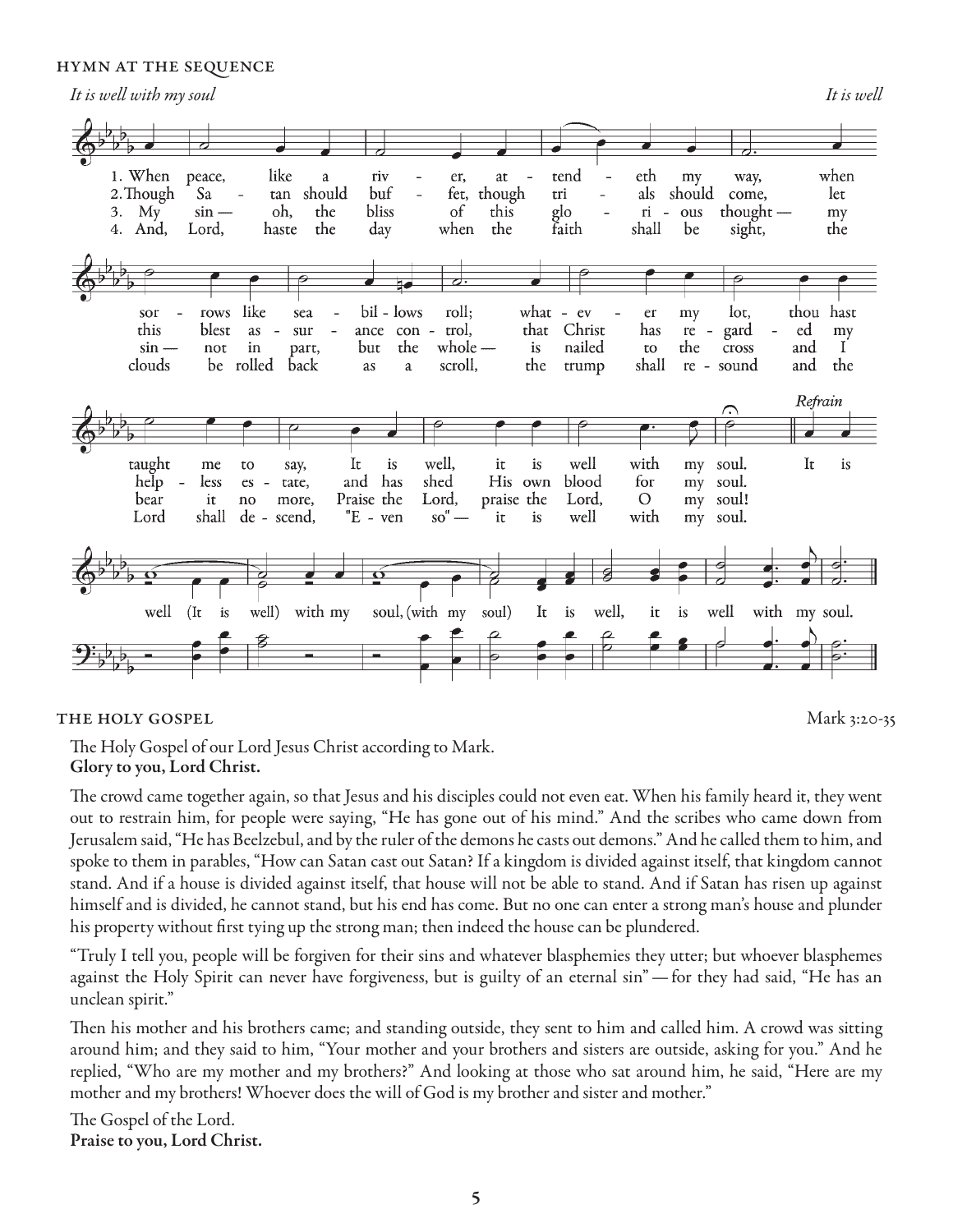### HYMN AT THE SEQUENCE

*It is well with my soul* — *It is well*

1. When peace, like a river, attendeth my way, when sorrows like sea billows roll; whatever my lot, thou hast taught me to say, It is well, it is well with my soul.

2. Though Satan should buffet, though trials should come, let this blest assurance control, that Christ has regarded my helpless estate, and has shed His own blood for my soul.

3. My sin — oh, the bliss of this glorious thought — my sin — not in part, but the whole — is nailed to the cross and I bear it no more, Praise the Lord, praise the Lord, O my soul!

4. And, Lord, haste the day when the faith shall be sight, the clouds be rolled back as a scroll, the trump shall resound and the Lord shall descend, "Even so" — it is well with my soul.

*Refrain*

It is well (It is well) with my soul, (with my soul) It is well, it is well with my soul.

### THE HOLY GOSPEL

Mark 3:20-35

The Holy Gospel of our Lord Jesus Christ according to Mark.
**Glory to you, Lord Christ.**

The crowd came together again, so that Jesus and his disciples could not even eat. When his family heard it, they went out to restrain him, for people were saying, "He has gone out of his mind." And the scribes who came down from Jerusalem said, "He has Beelzebul, and by the ruler of the demons he casts out demons." And he called them to him, and spoke to them in parables, "How can Satan cast out Satan? If a kingdom is divided against itself, that kingdom cannot stand. And if a house is divided against itself, that house will not be able to stand. And if Satan has risen up against himself and is divided, he cannot stand, but his end has come. But no one can enter a strong man's house and plunder his property without first tying up the strong man; then indeed the house can be plundered.

"Truly I tell you, people will be forgiven for their sins and whatever blasphemies they utter; but whoever blasphemes against the Holy Spirit can never have forgiveness, but is guilty of an eternal sin" — for they had said, "He has an unclean spirit."

Then his mother and his brothers came; and standing outside, they sent to him and called him. A crowd was sitting around him; and they said to him, "Your mother and your brothers and sisters are outside, asking for you." And he replied, "Who are my mother and my brothers?" And looking at those who sat around him, he said, "Here are my mother and my brothers! Whoever does the will of God is my brother and sister and mother."

The Gospel of the Lord.
**Praise to you, Lord Christ.**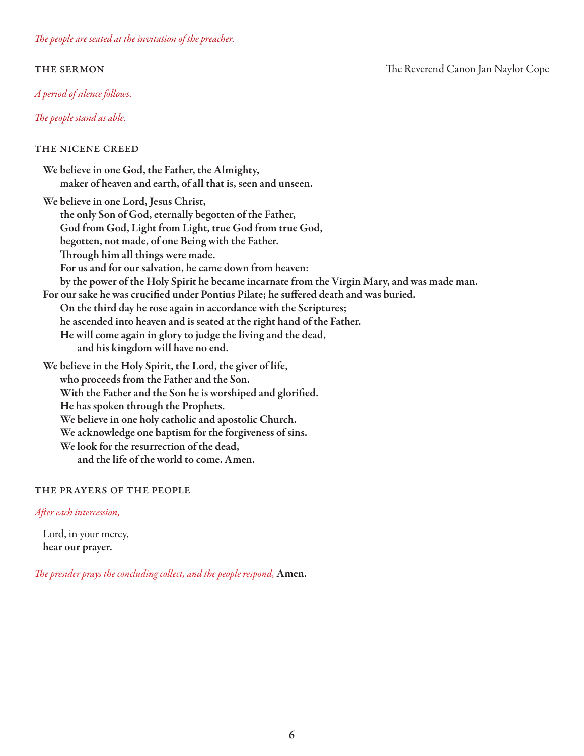*The people are seated at the invitation of the preacher.*

## THE SERMON

The Reverend Canon Jan Naylor Cope

*A period of silence follows.*

*The people stand as able.*

## THE NICENE CREED

**We believe in one God, the Father, the Almighty,**
**maker of heaven and earth, of all that is, seen and unseen.**

**We believe in one Lord, Jesus Christ,**
**the only Son of God, eternally begotten of the Father,**
**God from God, Light from Light, true God from true God,**
**begotten, not made, of one Being with the Father.**
**Through him all things were made.**
**For us and for our salvation, he came down from heaven:**
**by the power of the Holy Spirit he became incarnate from the Virgin Mary, and was made man.**
**For our sake he was crucified under Pontius Pilate; he suffered death and was buried.**
**On the third day he rose again in accordance with the Scriptures;**
**he ascended into heaven and is seated at the right hand of the Father.**
**He will come again in glory to judge the living and the dead,**
**and his kingdom will have no end.**

**We believe in the Holy Spirit, the Lord, the giver of life,**
**who proceeds from the Father and the Son.**
**With the Father and the Son he is worshiped and glorified.**
**He has spoken through the Prophets.**
**We believe in one holy catholic and apostolic Church.**
**We acknowledge one baptism for the forgiveness of sins.**
**We look for the resurrection of the dead,**
**and the life of the world to come. Amen.**

## THE PRAYERS OF THE PEOPLE

*After each intercession,*

Lord, in your mercy,
**hear our prayer.**

*The presider prays the concluding collect, and the people respond,* **Amen.**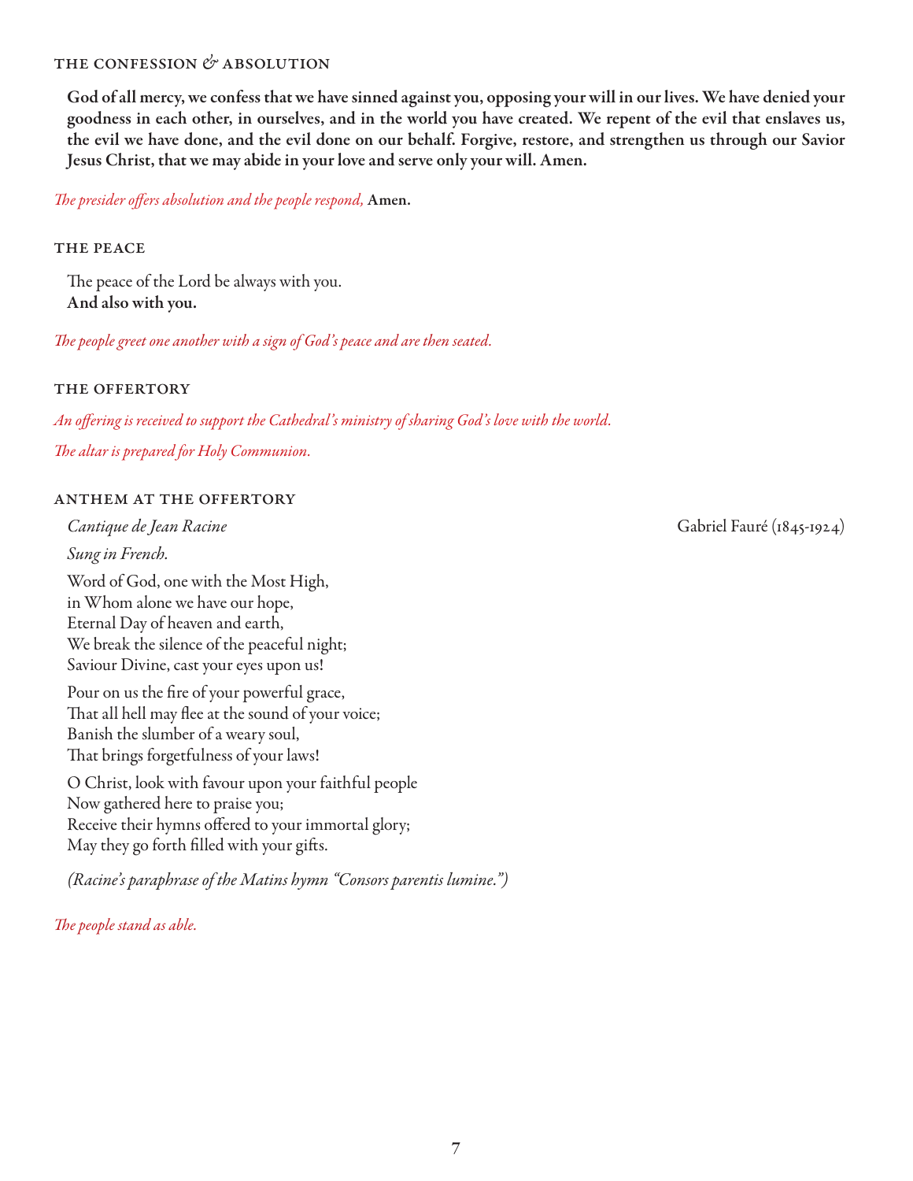### THE CONFESSION & ABSOLUTION

**God of all mercy, we confess that we have sinned against you, opposing your will in our lives. We have denied your goodness in each other, in ourselves, and in the world you have created. We repent of the evil that enslaves us, the evil we have done, and the evil done on our behalf. Forgive, restore, and strengthen us through our Savior Jesus Christ, that we may abide in your love and serve only your will. Amen.**

*The presider offers absolution and the people respond,* **Amen.**

### THE PEACE

The peace of the Lord be always with you.
**And also with you.**

*The people greet one another with a sign of God's peace and are then seated.*

### THE OFFERTORY

*An offering is received to support the Cathedral's ministry of sharing God's love with the world.*

*The altar is prepared for Holy Communion.*

### ANTHEM AT THE OFFERTORY

*Cantique de Jean Racine* — Gabriel Fauré (1845-1924)

*Sung in French.*

Word of God, one with the Most High,
in Whom alone we have our hope,
Eternal Day of heaven and earth,
We break the silence of the peaceful night;
Saviour Divine, cast your eyes upon us!

Pour on us the fire of your powerful grace,
That all hell may flee at the sound of your voice;
Banish the slumber of a weary soul,
That brings forgetfulness of your laws!

O Christ, look with favour upon your faithful people
Now gathered here to praise you;
Receive their hymns offered to your immortal glory;
May they go forth filled with your gifts.

*(Racine's paraphrase of the Matins hymn "Consors parentis lumine.")*

*The people stand as able.*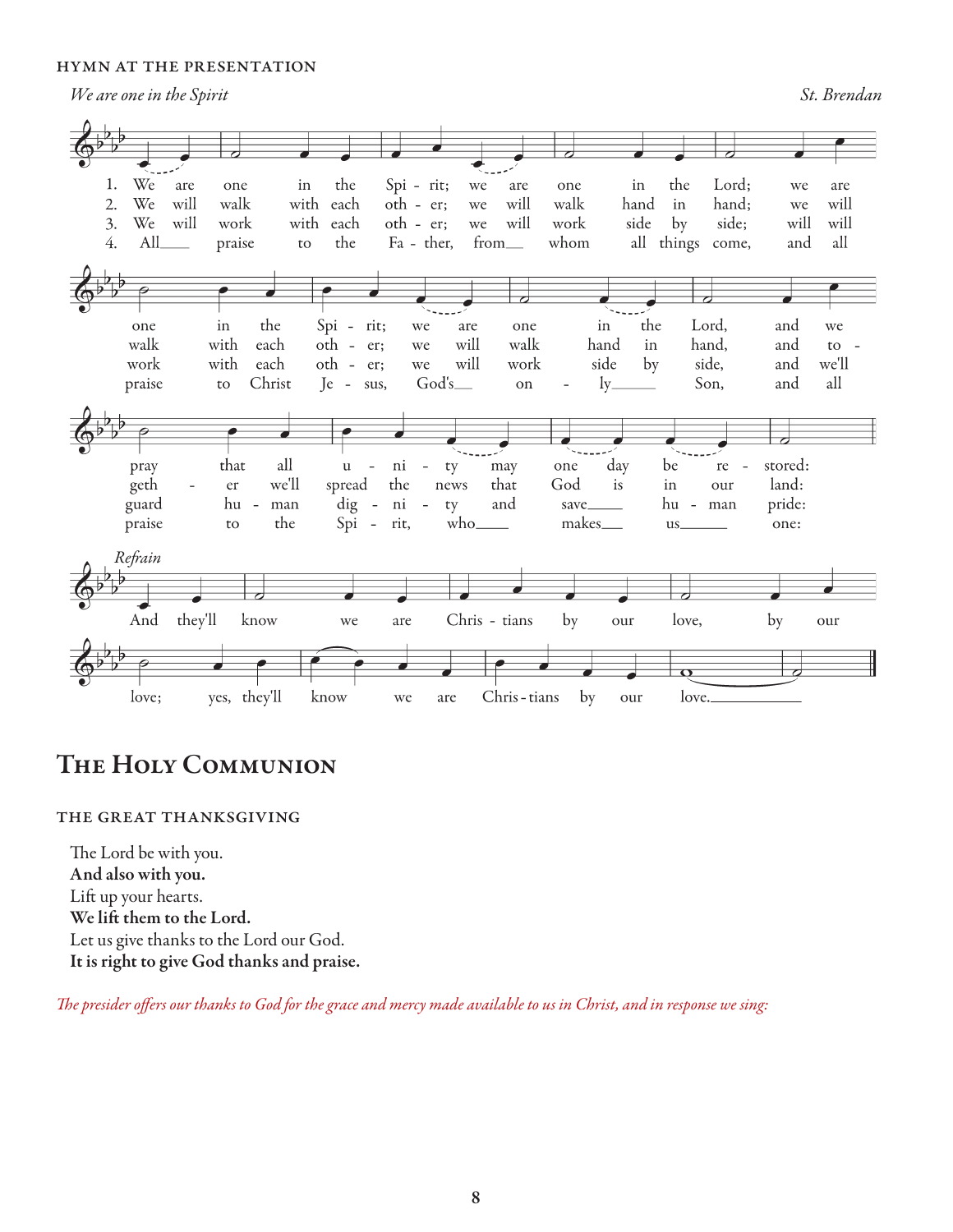HYMN AT THE PRESENTATION

*We are one in the Spirit* *St. Brendan*

1. We are one in the Spi - rit; we are one in the Lord; we are one in the Spi - rit; we are one in the Lord, and we pray that all u - ni - ty may one day be re - stored:
2. We will walk with each oth - er; we will walk hand in hand; we will walk with each oth - er; we will walk hand in hand, and to - geth - er we'll spread the news that God is in our land:
3. We will work with each oth - er; we will work side by side; we will work with each oth - er; we will work side by side, and we'll guard hu - man dig - ni - ty and save hu - man pride:
4. All praise to the Fa - ther, from whom all things come, and all praise to Christ Je - sus, God's on - ly Son, and all praise to the Spi - rit, who makes us one:

*Refrain*
And they'll know we are Chris - tians by our love, by our love; yes, they'll know we are Chris-tians by our love.

# The Holy Communion

THE GREAT THANKSGIVING

The Lord be with you.
**And also with you.**
Lift up your hearts.
**We lift them to the Lord.**
Let us give thanks to the Lord our God.
**It is right to give God thanks and praise.**

*The presider offers our thanks to God for the grace and mercy made available to us in Christ, and in response we sing:*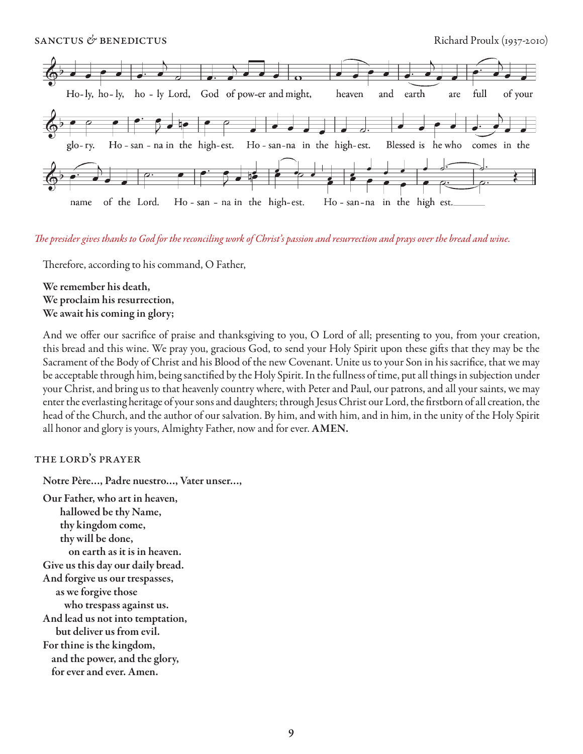## SANCTUS & BENEDICTUS

Richard Proulx (1937-2010)

Ho-ly, ho-ly, ho-ly Lord, God of pow-er and might, heaven and earth are full of your glo-ry. Ho-san-na in the high-est. Ho-san-na in the high-est. Blessed is he who comes in the name of the Lord. Ho-san-na in the high-est. Ho-san-na in the high est.

*The presider gives thanks to God for the reconciling work of Christ's passion and resurrection and prays over the bread and wine.*

Therefore, according to his command, O Father,

**We remember his death,**
**We proclaim his resurrection,**
**We await his coming in glory;**

And we offer our sacrifice of praise and thanksgiving to you, O Lord of all; presenting to you, from your creation, this bread and this wine. We pray you, gracious God, to send your Holy Spirit upon these gifts that they may be the Sacrament of the Body of Christ and his Blood of the new Covenant. Unite us to your Son in his sacrifice, that we may be acceptable through him, being sanctified by the Holy Spirit. In the fullness of time, put all things in subjection under your Christ, and bring us to that heavenly country where, with Peter and Paul, our patrons, and all your saints, we may enter the everlasting heritage of your sons and daughters; through Jesus Christ our Lord, the firstborn of all creation, the head of the Church, and the author of our salvation. By him, and with him, and in him, in the unity of the Holy Spirit all honor and glory is yours, Almighty Father, now and for ever. **AMEN.**

## THE LORD'S PRAYER

**Notre Père..., Padre nuestro..., Vater unser...,**

**Our Father, who art in heaven,**
**hallowed be thy Name,**
**thy kingdom come,**
**thy will be done,**
**on earth as it is in heaven.**
**Give us this day our daily bread.**
**And forgive us our trespasses,**
**as we forgive those**
**who trespass against us.**
**And lead us not into temptation,**
**but deliver us from evil.**
**For thine is the kingdom,**
**and the power, and the glory,**
**for ever and ever. Amen.**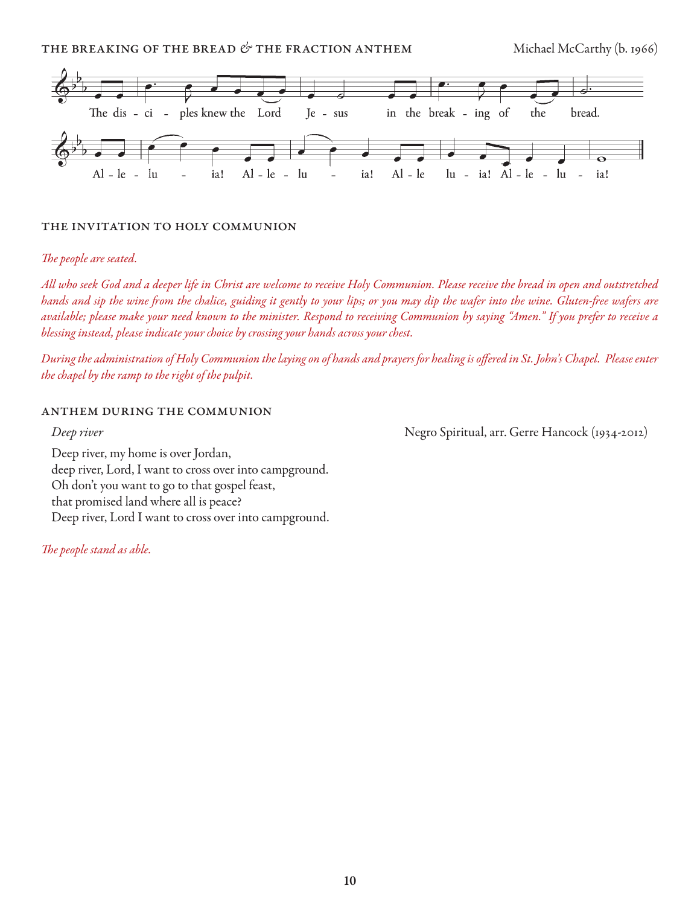### THE BREAKING OF THE BREAD & THE FRACTION ANTHEM

Michael McCarthy (b. 1966)

The dis - ci - ples knew the Lord Je - sus in the break - ing of the bread.

Al - le - lu - ia! Al - le - lu - ia! Al - le lu - ia! Al - le - lu - ia!

### THE INVITATION TO HOLY COMMUNION

*The people are seated.*

*All who seek God and a deeper life in Christ are welcome to receive Holy Communion. Please receive the bread in open and outstretched hands and sip the wine from the chalice, guiding it gently to your lips; or you may dip the wafer into the wine. Gluten-free wafers are available; please make your need known to the minister. Respond to receiving Communion by saying "Amen." If you prefer to receive a blessing instead, please indicate your choice by crossing your hands across your chest.*

*During the administration of Holy Communion the laying on of hands and prayers for healing is offered in St. John's Chapel. Please enter the chapel by the ramp to the right of the pulpit.*

### ANTHEM DURING THE COMMUNION

*Deep river* — Negro Spiritual, arr. Gerre Hancock (1934-2012)

Deep river, my home is over Jordan,
deep river, Lord, I want to cross over into campground.
Oh don't you want to go to that gospel feast,
that promised land where all is peace?
Deep river, Lord I want to cross over into campground.

*The people stand as able.*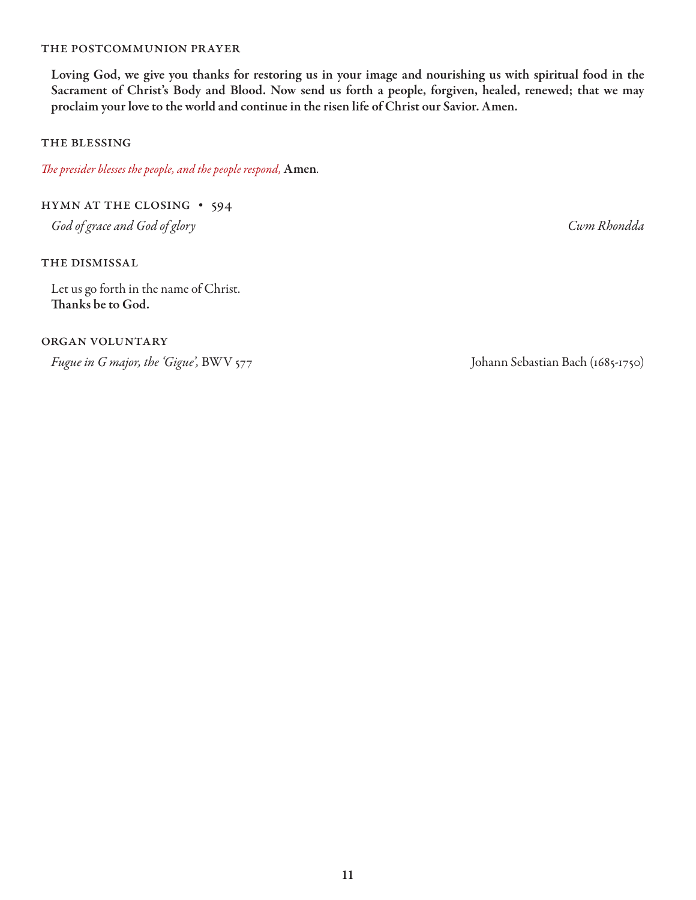### THE POSTCOMMUNION PRAYER

**Loving God, we give you thanks for restoring us in your image and nourishing us with spiritual food in the Sacrament of Christ's Body and Blood. Now send us forth a people, forgiven, healed, renewed; that we may proclaim your love to the world and continue in the risen life of Christ our Savior. Amen.**

### THE BLESSING

*The presider blesses the people, and the people respond,* **Amen**.

### HYMN AT THE CLOSING • 594

*God of grace and God of glory* — *Cwm Rhondda*

### THE DISMISSAL

Let us go forth in the name of Christ.
**Thanks be to God.**

### ORGAN VOLUNTARY

*Fugue in G major, the 'Gigue',* BWV 577 — Johann Sebastian Bach (1685-1750)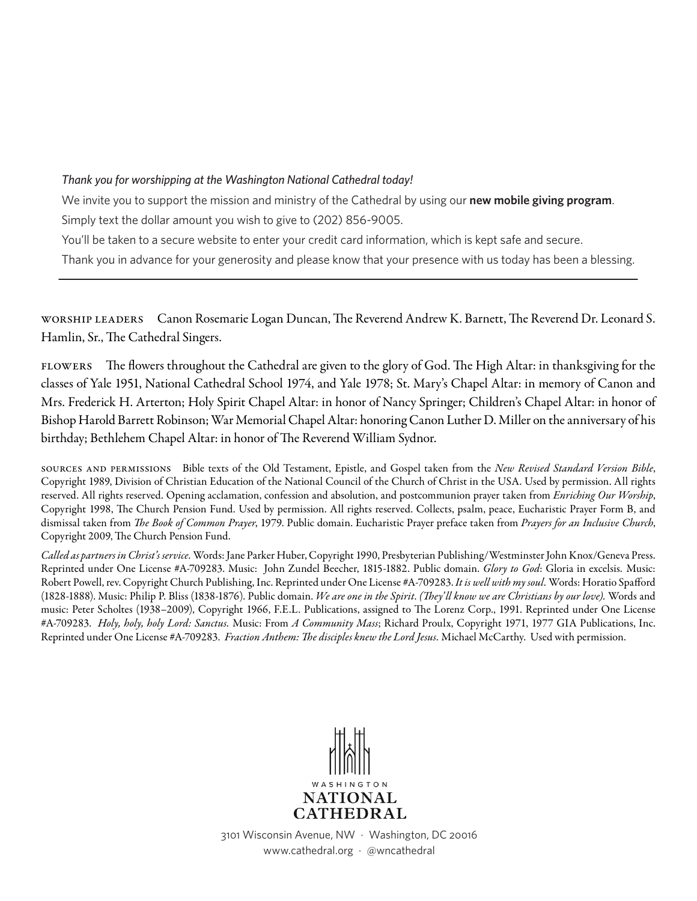*Thank you for worshipping at the Washington National Cathedral today!*

We invite you to support the mission and ministry of the Cathedral by using our **new mobile giving program**.

Simply text the dollar amount you wish to give to (202) 856-9005.

You'll be taken to a secure website to enter your credit card information, which is kept safe and secure.

Thank you in advance for your generosity and please know that your presence with us today has been a blessing.

---

WORSHIP LEADERS Canon Rosemarie Logan Duncan, The Reverend Andrew K. Barnett, The Reverend Dr. Leonard S. Hamlin, Sr., The Cathedral Singers.

FLOWERS The flowers throughout the Cathedral are given to the glory of God. The High Altar: in thanksgiving for the classes of Yale 1951, National Cathedral School 1974, and Yale 1978; St. Mary's Chapel Altar: in memory of Canon and Mrs. Frederick H. Arterton; Holy Spirit Chapel Altar: in honor of Nancy Springer; Children's Chapel Altar: in honor of Bishop Harold Barrett Robinson; War Memorial Chapel Altar: honoring Canon Luther D. Miller on the anniversary of his birthday; Bethlehem Chapel Altar: in honor of The Reverend William Sydnor.

SOURCES AND PERMISSIONS Bible texts of the Old Testament, Epistle, and Gospel taken from the *New Revised Standard Version Bible*, Copyright 1989, Division of Christian Education of the National Council of the Church of Christ in the USA. Used by permission. All rights reserved. All rights reserved. Opening acclamation, confession and absolution, and postcommunion prayer taken from *Enriching Our Worship*, Copyright 1998, The Church Pension Fund. Used by permission. All rights reserved. Collects, psalm, peace, Eucharistic Prayer Form B, and dismissal taken from *The Book of Common Prayer*, 1979. Public domain. Eucharistic Prayer preface taken from *Prayers for an Inclusive Church*, Copyright 2009, The Church Pension Fund.

*Called as partners in Christ's service*. Words: Jane Parker Huber, Copyright 1990, Presbyterian Publishing/Westminster John Knox/Geneva Press. Reprinted under One License #A-709283. Music: John Zundel Beecher, 1815-1882. Public domain. *Glory to God*: Gloria in excelsis. Music: Robert Powell, rev. Copyright Church Publishing, Inc. Reprinted under One License #A-709283. *It is well with my soul*. Words: Horatio Spafford (1828-1888). Music: Philip P. Bliss (1838-1876). Public domain. *We are one in the Spirit*. *(They'll know we are Christians by our love).* Words and music: Peter Scholtes (1938–2009), Copyright 1966, F.E.L. Publications, assigned to The Lorenz Corp., 1991. Reprinted under One License #A-709283. *Holy, holy, holy Lord: Sanctus.* Music: From *A Community Mass*; Richard Proulx, Copyright 1971, 1977 GIA Publications, Inc. Reprinted under One License #A-709283. *Fraction Anthem: The disciples knew the Lord Jesus*. Michael McCarthy. Used with permission.

WASHINGTON
NATIONAL
CATHEDRAL

3101 Wisconsin Avenue, NW · Washington, DC 20016
www.cathedral.org · @wncathedral